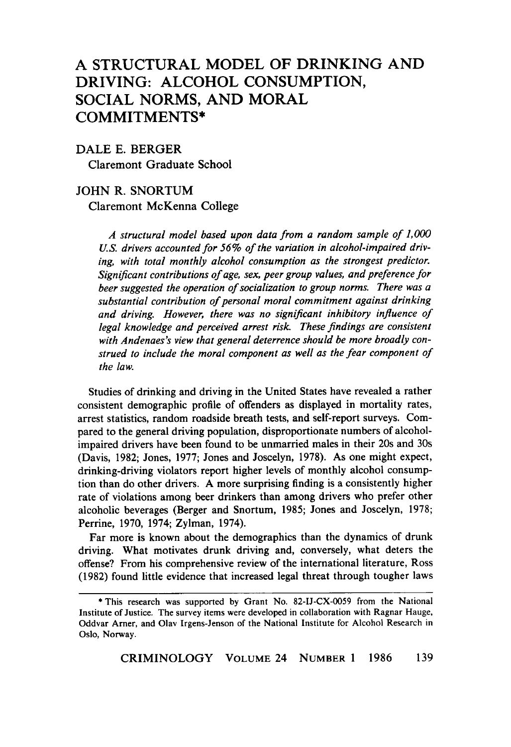# A STRUCTURAL MODEL OF DRINKING AND DRIVING: ALCOHOL CONSUMPTION, SOCIAL NORMS, AND MORAL COMMITMENTS*

DALE E. BERGER
Claremont Graduate School

JOHN R. SNORTUM
Claremont McKenna College

*A structural model based upon data from a random sample of 1,000 U.S. drivers accounted for 56% of the variation in alcohol-impaired driving, with total monthly alcohol consumption as the strongest predictor. Significant contributions of age, sex, peer group values, and preference for beer suggested the operation of socialization to group norms. There was a substantial contribution of personal moral commitment against drinking and driving. However, there was no significant inhibitory influence of legal knowledge and perceived arrest risk. These findings are consistent with Andenaes's view that general deterrence should be more broadly construed to include the moral component as well as the fear component of the law.*

Studies of drinking and driving in the United States have revealed a rather consistent demographic profile of offenders as displayed in mortality rates, arrest statistics, random roadside breath tests, and self-report surveys. Compared to the general driving population, disproportionate numbers of alcohol-impaired drivers have been found to be unmarried males in their 20s and 30s (Davis, 1982; Jones, 1977; Jones and Joscelyn, 1978). As one might expect, drinking-driving violators report higher levels of monthly alcohol consumption than do other drivers. A more surprising finding is a consistently higher rate of violations among beer drinkers than among drivers who prefer other alcoholic beverages (Berger and Snortum, 1985; Jones and Joscelyn, 1978; Perrine, 1970, 1974; Zylman, 1974).

Far more is known about the demographics than the dynamics of drunk driving. What motivates drunk driving and, conversely, what deters the offense? From his comprehensive review of the international literature, Ross (1982) found little evidence that increased legal threat through tougher laws

---

* This research was supported by Grant No. 82-IJ-CX-0059 from the National Institute of Justice. The survey items were developed in collaboration with Ragnar Hauge, Oddvar Arner, and Olav Irgens-Jenson of the National Institute for Alcohol Research in Oslo, Norway.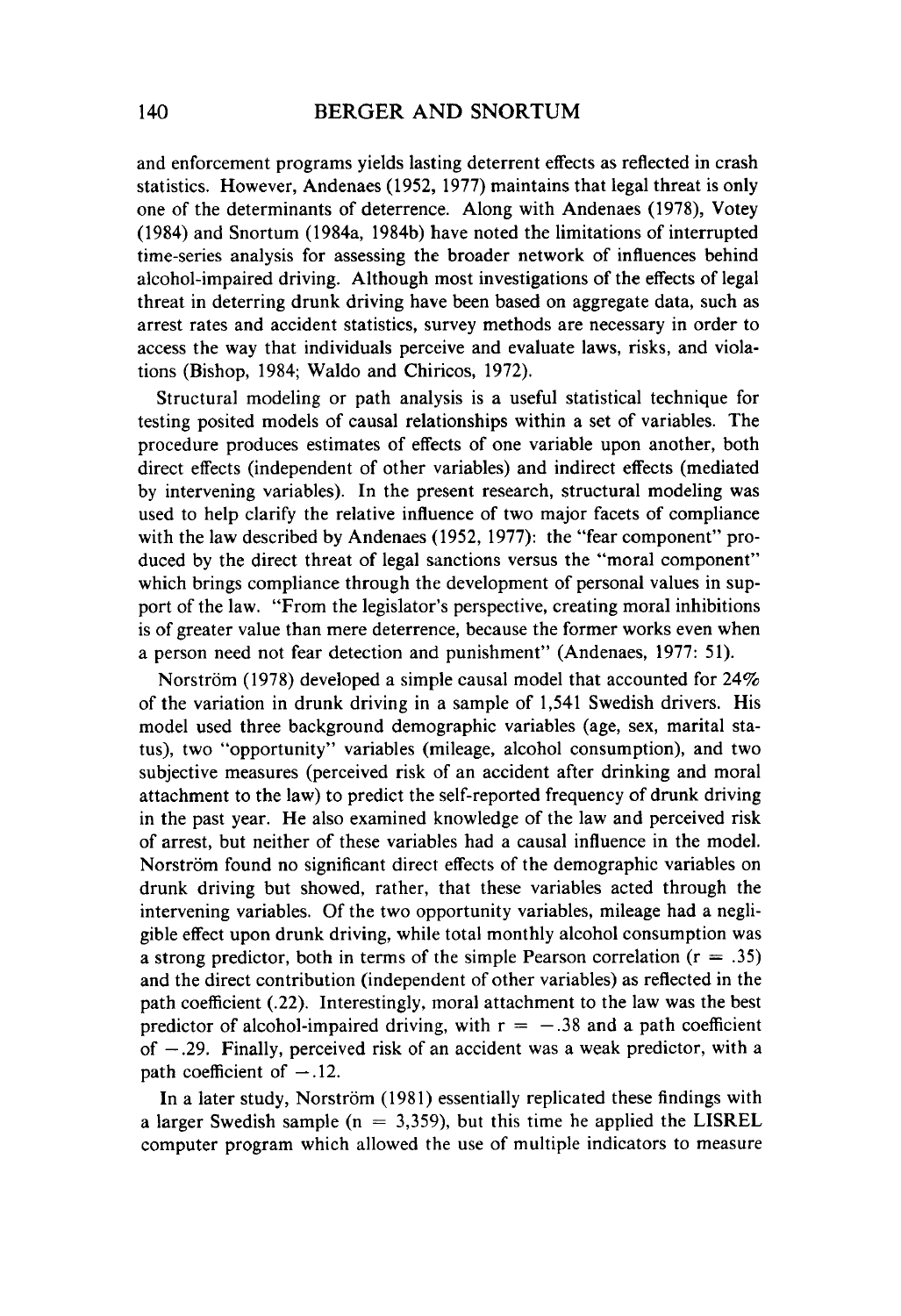and enforcement programs yields lasting deterrent effects as reflected in crash statistics. However, Andenaes (1952, 1977) maintains that legal threat is only one of the determinants of deterrence. Along with Andenaes (1978), Votey (1984) and Snortum (1984a, 1984b) have noted the limitations of interrupted time-series analysis for assessing the broader network of influences behind alcohol-impaired driving. Although most investigations of the effects of legal threat in deterring drunk driving have been based on aggregate data, such as arrest rates and accident statistics, survey methods are necessary in order to access the way that individuals perceive and evaluate laws, risks, and violations (Bishop, 1984; Waldo and Chiricos, 1972).

Structural modeling or path analysis is a useful statistical technique for testing posited models of causal relationships within a set of variables. The procedure produces estimates of effects of one variable upon another, both direct effects (independent of other variables) and indirect effects (mediated by intervening variables). In the present research, structural modeling was used to help clarify the relative influence of two major facets of compliance with the law described by Andenaes (1952, 1977): the "fear component" produced by the direct threat of legal sanctions versus the "moral component" which brings compliance through the development of personal values in support of the law. "From the legislator's perspective, creating moral inhibitions is of greater value than mere deterrence, because the former works even when a person need not fear detection and punishment" (Andenaes, 1977: 51).

Norström (1978) developed a simple causal model that accounted for 24% of the variation in drunk driving in a sample of 1,541 Swedish drivers. His model used three background demographic variables (age, sex, marital status), two "opportunity" variables (mileage, alcohol consumption), and two subjective measures (perceived risk of an accident after drinking and moral attachment to the law) to predict the self-reported frequency of drunk driving in the past year. He also examined knowledge of the law and perceived risk of arrest, but neither of these variables had a causal influence in the model. Norström found no significant direct effects of the demographic variables on drunk driving but showed, rather, that these variables acted through the intervening variables. Of the two opportunity variables, mileage had a negligible effect upon drunk driving, while total monthly alcohol consumption was a strong predictor, both in terms of the simple Pearson correlation ($r = .35$) and the direct contribution (independent of other variables) as reflected in the path coefficient (.22). Interestingly, moral attachment to the law was the best predictor of alcohol-impaired driving, with $r = -.38$ and a path coefficient of $-.29$. Finally, perceived risk of an accident was a weak predictor, with a path coefficient of $-.12$.

In a later study, Norström (1981) essentially replicated these findings with a larger Swedish sample ($n = 3{,}359$), but this time he applied the LISREL computer program which allowed the use of multiple indicators to measure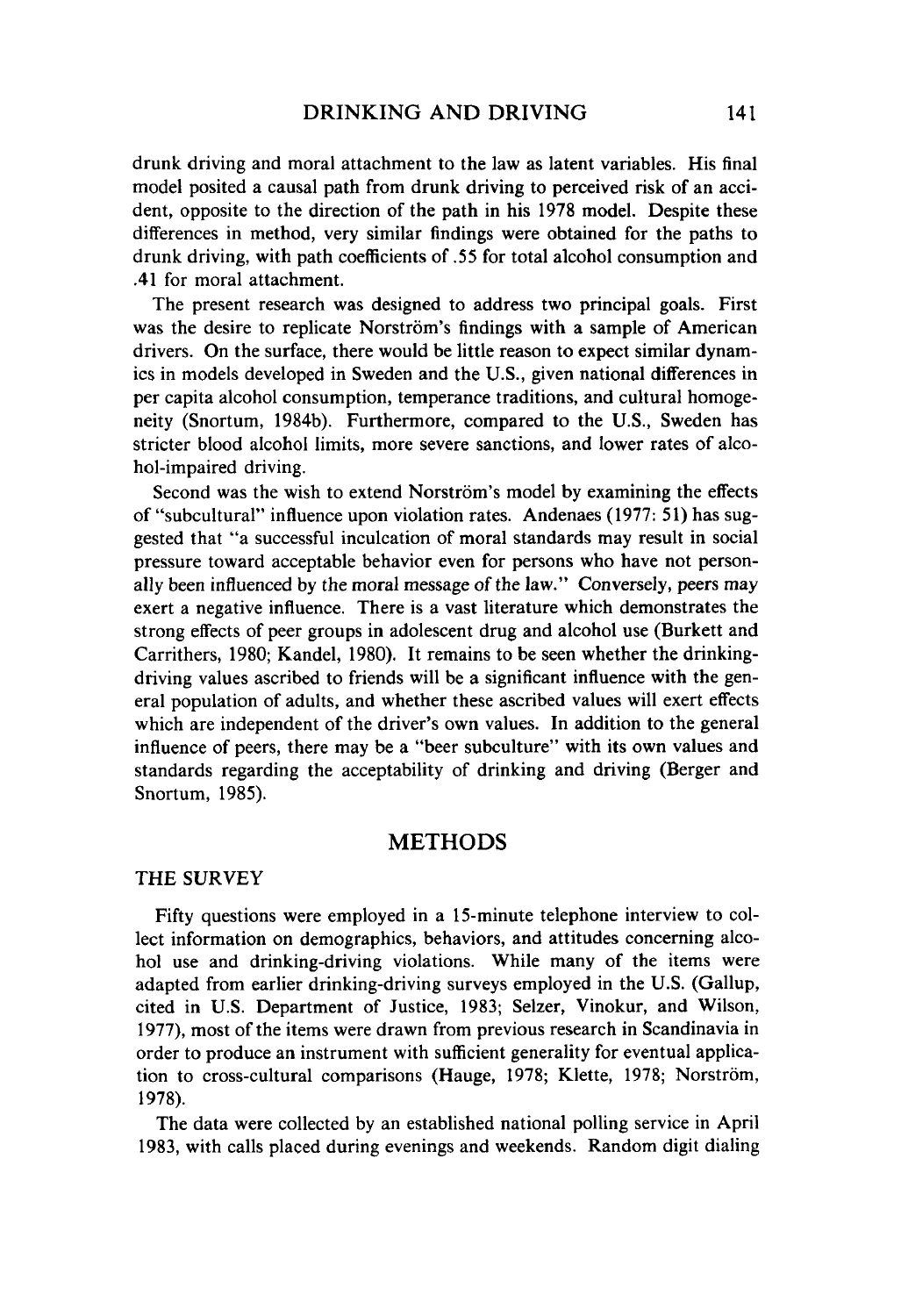drunk driving and moral attachment to the law as latent variables. His final model posited a causal path from drunk driving to perceived risk of an accident, opposite to the direction of the path in his 1978 model. Despite these differences in method, very similar findings were obtained for the paths to drunk driving, with path coefficients of .55 for total alcohol consumption and .41 for moral attachment.

The present research was designed to address two principal goals. First was the desire to replicate Norström's findings with a sample of American drivers. On the surface, there would be little reason to expect similar dynamics in models developed in Sweden and the U.S., given national differences in per capita alcohol consumption, temperance traditions, and cultural homogeneity (Snortum, 1984b). Furthermore, compared to the U.S., Sweden has stricter blood alcohol limits, more severe sanctions, and lower rates of alcohol-impaired driving.

Second was the wish to extend Norström's model by examining the effects of "subcultural" influence upon violation rates. Andenaes (1977: 51) has suggested that "a successful inculcation of moral standards may result in social pressure toward acceptable behavior even for persons who have not personally been influenced by the moral message of the law." Conversely, peers may exert a negative influence. There is a vast literature which demonstrates the strong effects of peer groups in adolescent drug and alcohol use (Burkett and Carrithers, 1980; Kandel, 1980). It remains to be seen whether the drinking-driving values ascribed to friends will be a significant influence with the general population of adults, and whether these ascribed values will exert effects which are independent of the driver's own values. In addition to the general influence of peers, there may be a "beer subculture" with its own values and standards regarding the acceptability of drinking and driving (Berger and Snortum, 1985).

## METHODS

### THE SURVEY

Fifty questions were employed in a 15-minute telephone interview to collect information on demographics, behaviors, and attitudes concerning alcohol use and drinking-driving violations. While many of the items were adapted from earlier drinking-driving surveys employed in the U.S. (Gallup, cited in U.S. Department of Justice, 1983; Selzer, Vinokur, and Wilson, 1977), most of the items were drawn from previous research in Scandinavia in order to produce an instrument with sufficient generality for eventual application to cross-cultural comparisons (Hauge, 1978; Klette, 1978; Norström, 1978).

The data were collected by an established national polling service in April 1983, with calls placed during evenings and weekends. Random digit dialing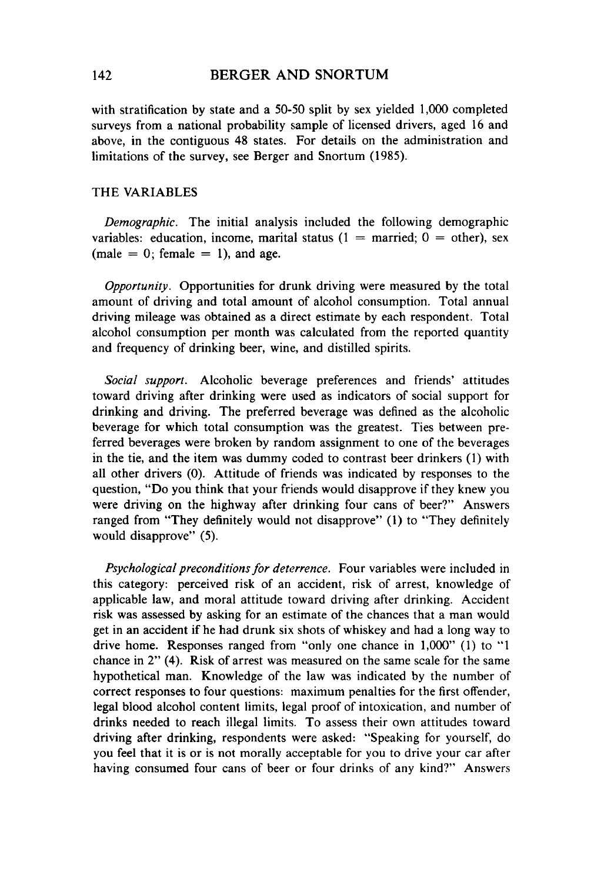with stratification by state and a 50-50 split by sex yielded 1,000 completed surveys from a national probability sample of licensed drivers, aged 16 and above, in the contiguous 48 states. For details on the administration and limitations of the survey, see Berger and Snortum (1985).

## THE VARIABLES

*Demographic.* The initial analysis included the following demographic variables: education, income, marital status (1 = married; 0 = other), sex (male = 0; female = 1), and age.

*Opportunity.* Opportunities for drunk driving were measured by the total amount of driving and total amount of alcohol consumption. Total annual driving mileage was obtained as a direct estimate by each respondent. Total alcohol consumption per month was calculated from the reported quantity and frequency of drinking beer, wine, and distilled spirits.

*Social support.* Alcoholic beverage preferences and friends' attitudes toward driving after drinking were used as indicators of social support for drinking and driving. The preferred beverage was defined as the alcoholic beverage for which total consumption was the greatest. Ties between preferred beverages were broken by random assignment to one of the beverages in the tie, and the item was dummy coded to contrast beer drinkers (1) with all other drivers (0). Attitude of friends was indicated by responses to the question, "Do you think that your friends would disapprove if they knew you were driving on the highway after drinking four cans of beer?" Answers ranged from "They definitely would not disapprove" (1) to "They definitely would disapprove" (5).

*Psychological preconditions for deterrence.* Four variables were included in this category: perceived risk of an accident, risk of arrest, knowledge of applicable law, and moral attitude toward driving after drinking. Accident risk was assessed by asking for an estimate of the chances that a man would get in an accident if he had drunk six shots of whiskey and had a long way to drive home. Responses ranged from "only one chance in 1,000" (1) to "1 chance in 2" (4). Risk of arrest was measured on the same scale for the same hypothetical man. Knowledge of the law was indicated by the number of correct responses to four questions: maximum penalties for the first offender, legal blood alcohol content limits, legal proof of intoxication, and number of drinks needed to reach illegal limits. To assess their own attitudes toward driving after drinking, respondents were asked: "Speaking for yourself, do you feel that it is or is not morally acceptable for you to drive your car after having consumed four cans of beer or four drinks of any kind?" Answers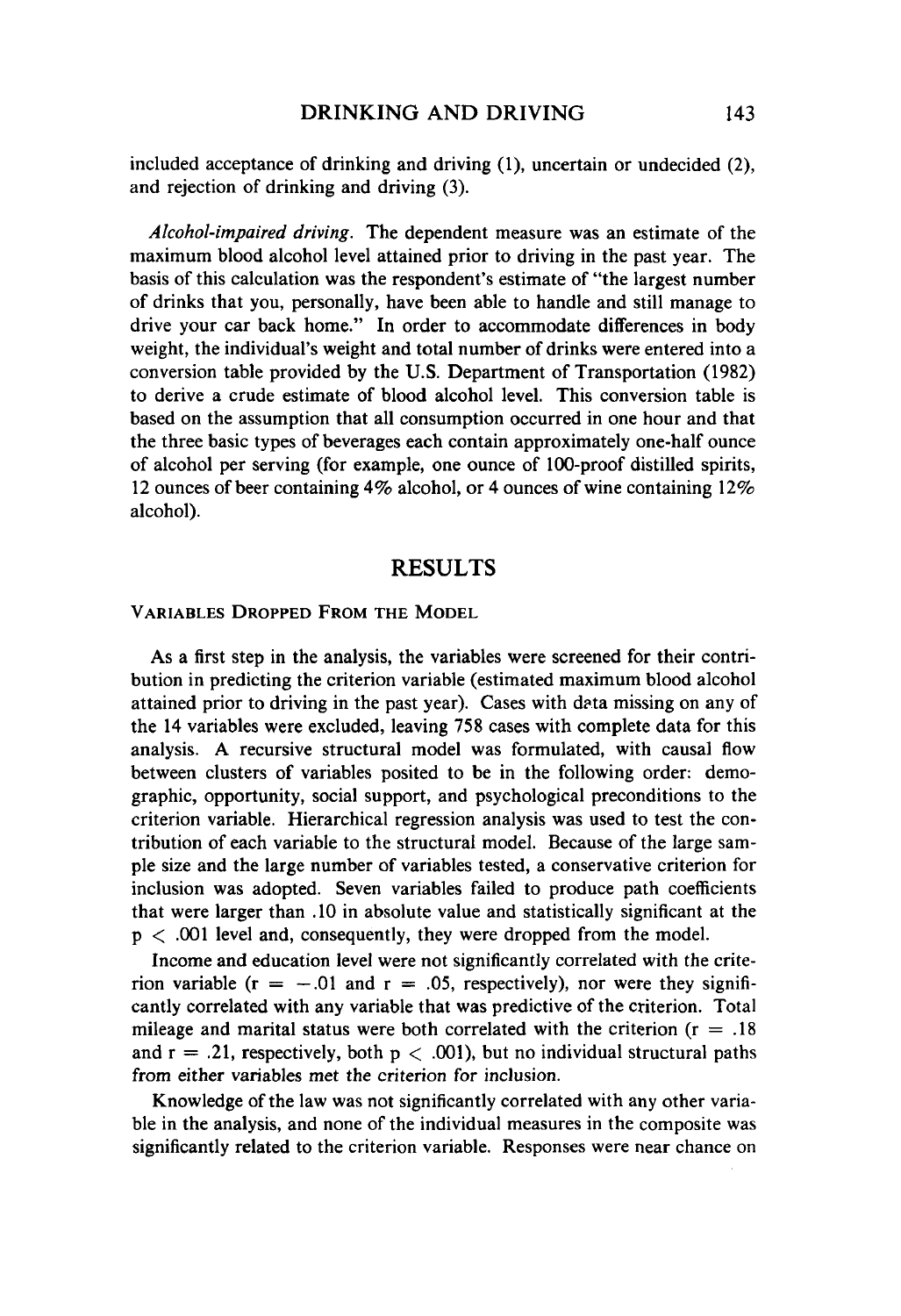included acceptance of drinking and driving (1), uncertain or undecided (2), and rejection of drinking and driving (3).

*Alcohol-impaired driving.* The dependent measure was an estimate of the maximum blood alcohol level attained prior to driving in the past year. The basis of this calculation was the respondent's estimate of "the largest number of drinks that you, personally, have been able to handle and still manage to drive your car back home." In order to accommodate differences in body weight, the individual's weight and total number of drinks were entered into a conversion table provided by the U.S. Department of Transportation (1982) to derive a crude estimate of blood alcohol level. This conversion table is based on the assumption that all consumption occurred in one hour and that the three basic types of beverages each contain approximately one-half ounce of alcohol per serving (for example, one ounce of 100-proof distilled spirits, 12 ounces of beer containing 4% alcohol, or 4 ounces of wine containing 12% alcohol).

# RESULTS

## Variables Dropped From the Model

As a first step in the analysis, the variables were screened for their contribution in predicting the criterion variable (estimated maximum blood alcohol attained prior to driving in the past year). Cases with data missing on any of the 14 variables were excluded, leaving 758 cases with complete data for this analysis. A recursive structural model was formulated, with causal flow between clusters of variables posited to be in the following order: demographic, opportunity, social support, and psychological preconditions to the criterion variable. Hierarchical regression analysis was used to test the contribution of each variable to the structural model. Because of the large sample size and the large number of variables tested, a conservative criterion for inclusion was adopted. Seven variables failed to produce path coefficients that were larger than .10 in absolute value and statistically significant at the $p < .001$ level and, consequently, they were dropped from the model.

Income and education level were not significantly correlated with the criterion variable ($r = -.01$ and $r = .05$, respectively), nor were they significantly correlated with any variable that was predictive of the criterion. Total mileage and marital status were both correlated with the criterion ($r = .18$ and $r = .21$, respectively, both $p < .001$), but no individual structural paths from either variables met the criterion for inclusion.

Knowledge of the law was not significantly correlated with any other variable in the analysis, and none of the individual measures in the composite was significantly related to the criterion variable. Responses were near chance on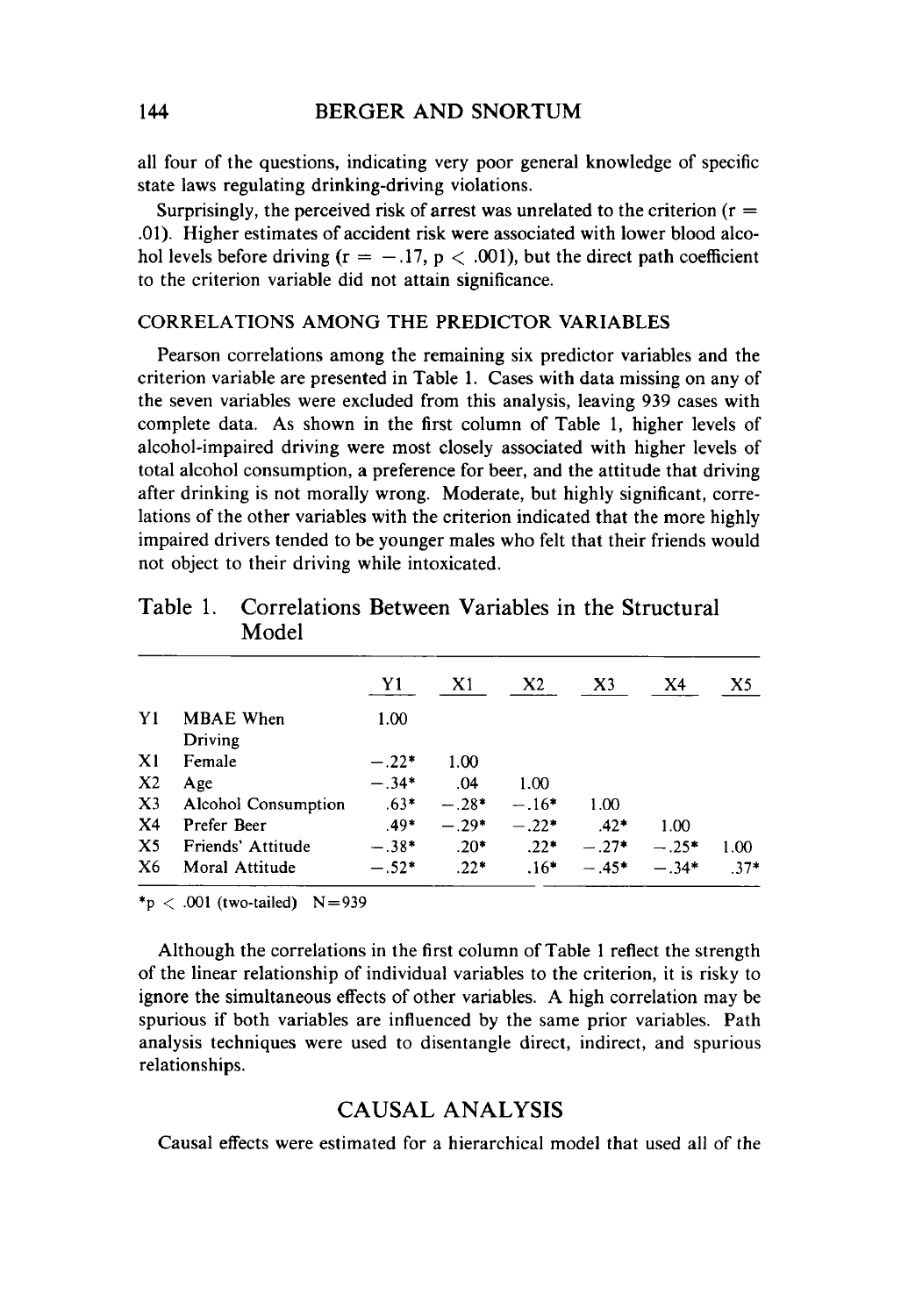all four of the questions, indicating very poor general knowledge of specific state laws regulating drinking-driving violations.

Surprisingly, the perceived risk of arrest was unrelated to the criterion ($r = .01$). Higher estimates of accident risk were associated with lower blood alcohol levels before driving ($r = -.17$, $p < .001$), but the direct path coefficient to the criterion variable did not attain significance.

### CORRELATIONS AMONG THE PREDICTOR VARIABLES

Pearson correlations among the remaining six predictor variables and the criterion variable are presented in Table 1. Cases with data missing on any of the seven variables were excluded from this analysis, leaving 939 cases with complete data. As shown in the first column of Table 1, higher levels of alcohol-impaired driving were most closely associated with higher levels of total alcohol consumption, a preference for beer, and the attitude that driving after drinking is not morally wrong. Moderate, but highly significant, correlations of the other variables with the criterion indicated that the more highly impaired drivers tended to be younger males who felt that their friends would not object to their driving while intoxicated.

Table 1. Correlations Between Variables in the Structural Model

| | | Y1 | X1 | X2 | X3 | X4 | X5 |
|---|---|---|---|---|---|---|---|
| Y1 | MBAE When Driving | 1.00 | | | | | |
| X1 | Female | −.22* | 1.00 | | | | |
| X2 | Age | −.34* | .04 | 1.00 | | | |
| X3 | Alcohol Consumption | .63* | −.28* | −.16* | 1.00 | | |
| X4 | Prefer Beer | .49* | −.29* | −.22* | .42* | 1.00 | |
| X5 | Friends' Attitude | −.38* | .20* | .22* | −.27* | −.25* | 1.00 |
| X6 | Moral Attitude | −.52* | .22* | .16* | −.45* | −.34* | .37* |

*$p < .001$ (two-tailed) N=939

Although the correlations in the first column of Table 1 reflect the strength of the linear relationship of individual variables to the criterion, it is risky to ignore the simultaneous effects of other variables. A high correlation may be spurious if both variables are influenced by the same prior variables. Path analysis techniques were used to disentangle direct, indirect, and spurious relationships.

## CAUSAL ANALYSIS

Causal effects were estimated for a hierarchical model that used all of the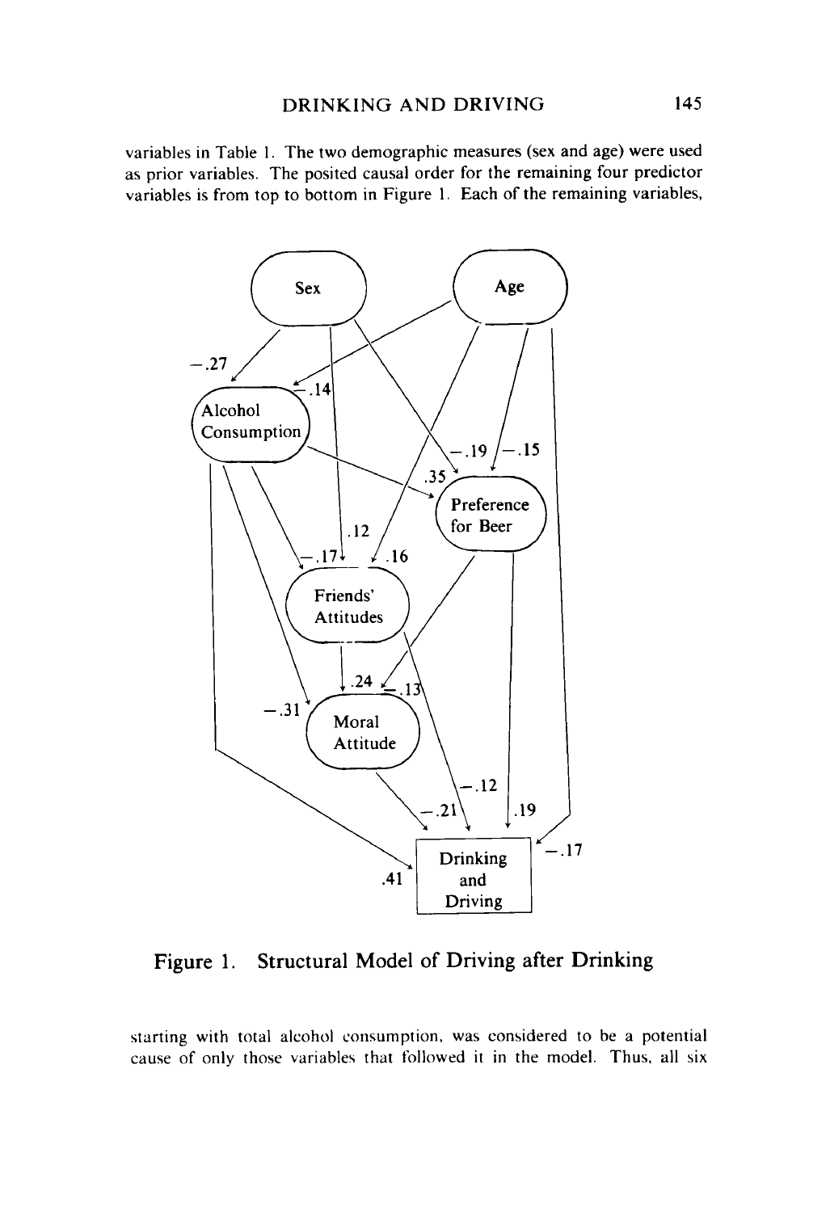variables in Table 1. The two demographic measures (sex and age) were used as prior variables. The posited causal order for the remaining four predictor variables is from top to bottom in Figure 1. Each of the remaining variables,

Figure 1. Structural Model of Driving after Drinking

starting with total alcohol consumption, was considered to be a potential cause of only those variables that followed it in the model. Thus, all six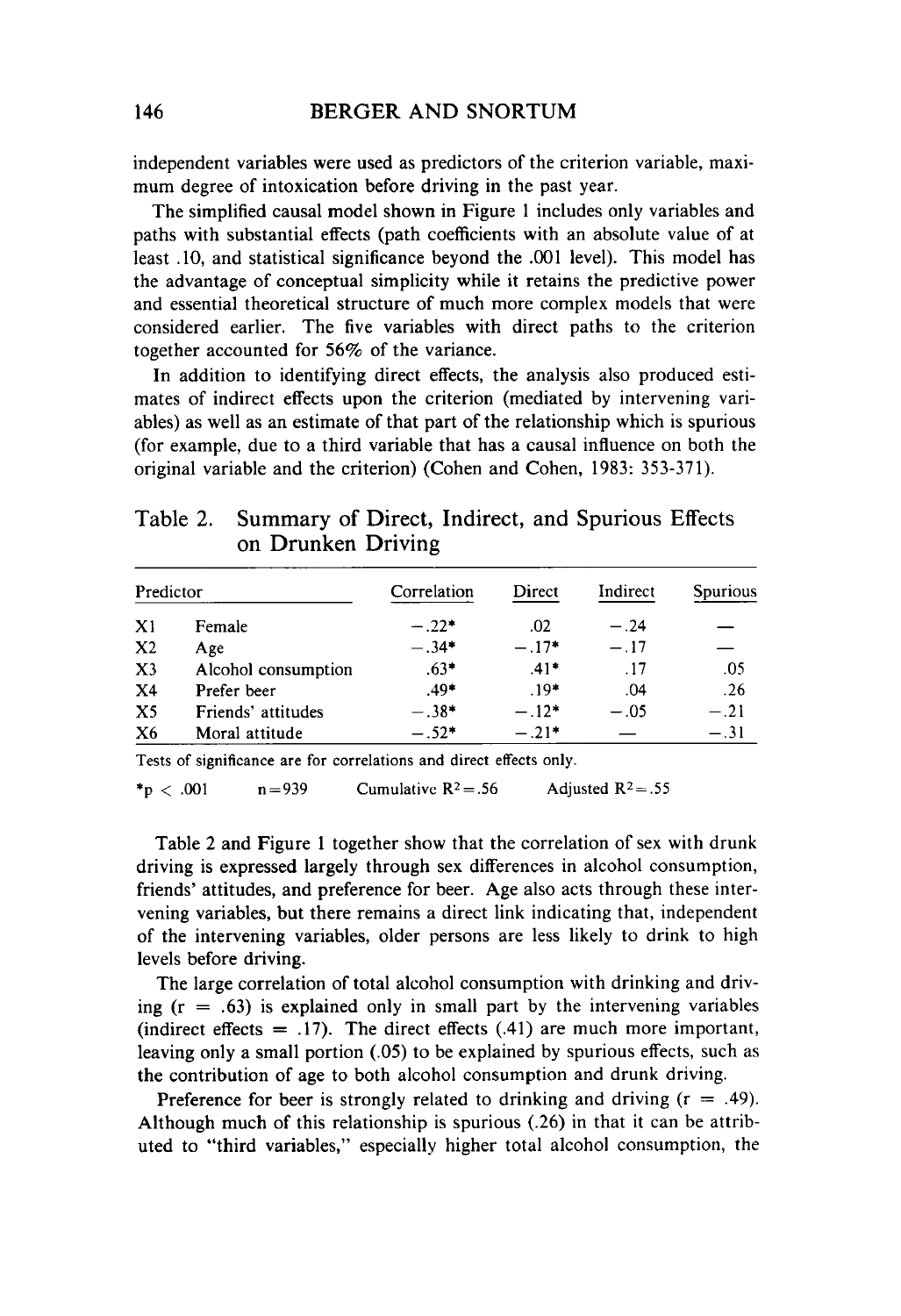independent variables were used as predictors of the criterion variable, maximum degree of intoxication before driving in the past year.

The simplified causal model shown in Figure 1 includes only variables and paths with substantial effects (path coefficients with an absolute value of at least .10, and statistical significance beyond the .001 level). This model has the advantage of conceptual simplicity while it retains the predictive power and essential theoretical structure of much more complex models that were considered earlier. The five variables with direct paths to the criterion together accounted for 56% of the variance.

In addition to identifying direct effects, the analysis also produced estimates of indirect effects upon the criterion (mediated by intervening variables) as well as an estimate of that part of the relationship which is spurious (for example, due to a third variable that has a causal influence on both the original variable and the criterion) (Cohen and Cohen, 1983: 353-371).

## Table 2. Summary of Direct, Indirect, and Spurious Effects on Drunken Driving

| Predictor | | Correlation | Direct | Indirect | Spurious |
|---|---|---|---|---|---|
| X1 | Female | −.22* | .02 | −.24 | — |
| X2 | Age | −.34* | −.17* | −.17 | — |
| X3 | Alcohol consumption | .63* | .41* | .17 | .05 |
| X4 | Prefer beer | .49* | .19* | .04 | .26 |
| X5 | Friends' attitudes | −.38* | −.12* | −.05 | −.21 |
| X6 | Moral attitude | −.52* | −.21* | — | −.31 |

Tests of significance are for correlations and direct effects only.

*$p < .001$  $n = 939$  Cumulative $R^2 = .56$  Adjusted $R^2 = .55$

Table 2 and Figure 1 together show that the correlation of sex with drunk driving is expressed largely through sex differences in alcohol consumption, friends' attitudes, and preference for beer. Age also acts through these intervening variables, but there remains a direct link indicating that, independent of the intervening variables, older persons are less likely to drink to high levels before driving.

The large correlation of total alcohol consumption with drinking and driving ($r = .63$) is explained only in small part by the intervening variables (indirect effects = .17). The direct effects (.41) are much more important, leaving only a small portion (.05) to be explained by spurious effects, such as the contribution of age to both alcohol consumption and drunk driving.

Preference for beer is strongly related to drinking and driving ($r = .49$). Although much of this relationship is spurious (.26) in that it can be attributed to "third variables," especially higher total alcohol consumption, the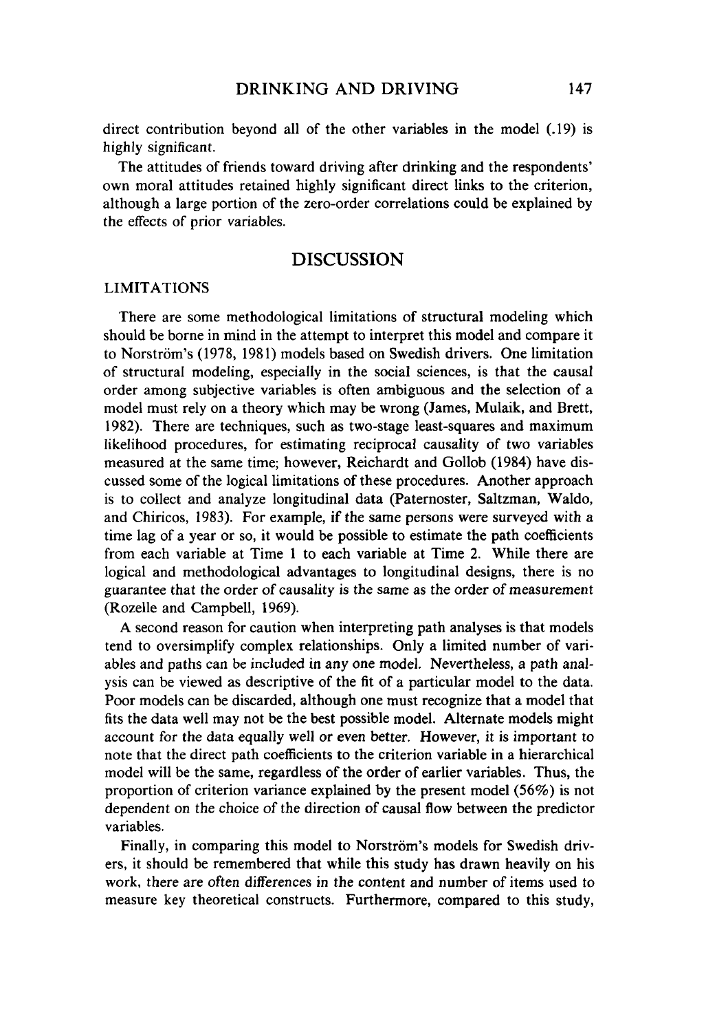direct contribution beyond all of the other variables in the model (.19) is highly significant.

The attitudes of friends toward driving after drinking and the respondents' own moral attitudes retained highly significant direct links to the criterion, although a large portion of the zero-order correlations could be explained by the effects of prior variables.

## DISCUSSION

### LIMITATIONS

There are some methodological limitations of structural modeling which should be borne in mind in the attempt to interpret this model and compare it to Norström's (1978, 1981) models based on Swedish drivers. One limitation of structural modeling, especially in the social sciences, is that the causal order among subjective variables is often ambiguous and the selection of a model must rely on a theory which may be wrong (James, Mulaik, and Brett, 1982). There are techniques, such as two-stage least-squares and maximum likelihood procedures, for estimating reciprocal causality of two variables measured at the same time; however, Reichardt and Gollob (1984) have discussed some of the logical limitations of these procedures. Another approach is to collect and analyze longitudinal data (Paternoster, Saltzman, Waldo, and Chiricos, 1983). For example, if the same persons were surveyed with a time lag of a year or so, it would be possible to estimate the path coefficients from each variable at Time 1 to each variable at Time 2. While there are logical and methodological advantages to longitudinal designs, there is no guarantee that the order of causality is the same as the order of measurement (Rozelle and Campbell, 1969).

A second reason for caution when interpreting path analyses is that models tend to oversimplify complex relationships. Only a limited number of variables and paths can be included in any one model. Nevertheless, a path analysis can be viewed as descriptive of the fit of a particular model to the data. Poor models can be discarded, although one must recognize that a model that fits the data well may not be the best possible model. Alternate models might account for the data equally well or even better. However, it is important to note that the direct path coefficients to the criterion variable in a hierarchical model will be the same, regardless of the order of earlier variables. Thus, the proportion of criterion variance explained by the present model (56%) is not dependent on the choice of the direction of causal flow between the predictor variables.

Finally, in comparing this model to Norström's models for Swedish drivers, it should be remembered that while this study has drawn heavily on his work, there are often differences in the content and number of items used to measure key theoretical constructs. Furthermore, compared to this study,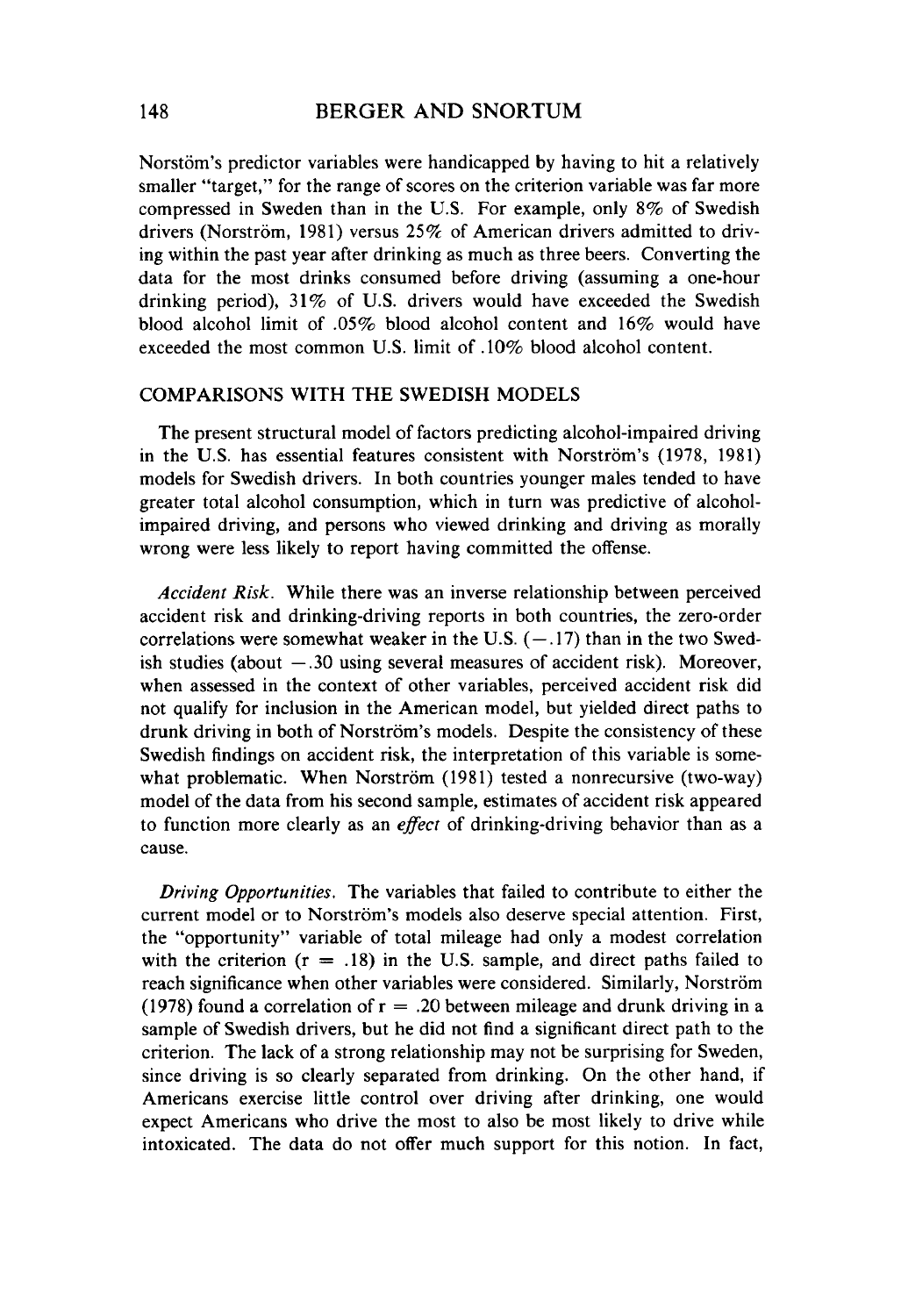Norstöm's predictor variables were handicapped by having to hit a relatively smaller "target," for the range of scores on the criterion variable was far more compressed in Sweden than in the U.S. For example, only 8% of Swedish drivers (Norström, 1981) versus 25% of American drivers admitted to driving within the past year after drinking as much as three beers. Converting the data for the most drinks consumed before driving (assuming a one-hour drinking period), 31% of U.S. drivers would have exceeded the Swedish blood alcohol limit of .05% blood alcohol content and 16% would have exceeded the most common U.S. limit of .10% blood alcohol content.

## COMPARISONS WITH THE SWEDISH MODELS

The present structural model of factors predicting alcohol-impaired driving in the U.S. has essential features consistent with Norström's (1978, 1981) models for Swedish drivers. In both countries younger males tended to have greater total alcohol consumption, which in turn was predictive of alcohol-impaired driving, and persons who viewed drinking and driving as morally wrong were less likely to report having committed the offense.

*Accident Risk.* While there was an inverse relationship between perceived accident risk and drinking-driving reports in both countries, the zero-order correlations were somewhat weaker in the U.S. ($-.17$) than in the two Swedish studies (about $-.30$ using several measures of accident risk). Moreover, when assessed in the context of other variables, perceived accident risk did not qualify for inclusion in the American model, but yielded direct paths to drunk driving in both of Norström's models. Despite the consistency of these Swedish findings on accident risk, the interpretation of this variable is somewhat problematic. When Norström (1981) tested a nonrecursive (two-way) model of the data from his second sample, estimates of accident risk appeared to function more clearly as an *effect* of drinking-driving behavior than as a cause.

*Driving Opportunities.* The variables that failed to contribute to either the current model or to Norström's models also deserve special attention. First, the "opportunity" variable of total mileage had only a modest correlation with the criterion ($r = .18$) in the U.S. sample, and direct paths failed to reach significance when other variables were considered. Similarly, Norström (1978) found a correlation of $r = .20$ between mileage and drunk driving in a sample of Swedish drivers, but he did not find a significant direct path to the criterion. The lack of a strong relationship may not be surprising for Sweden, since driving is so clearly separated from drinking. On the other hand, if Americans exercise little control over driving after drinking, one would expect Americans who drive the most to also be most likely to drive while intoxicated. The data do not offer much support for this notion. In fact,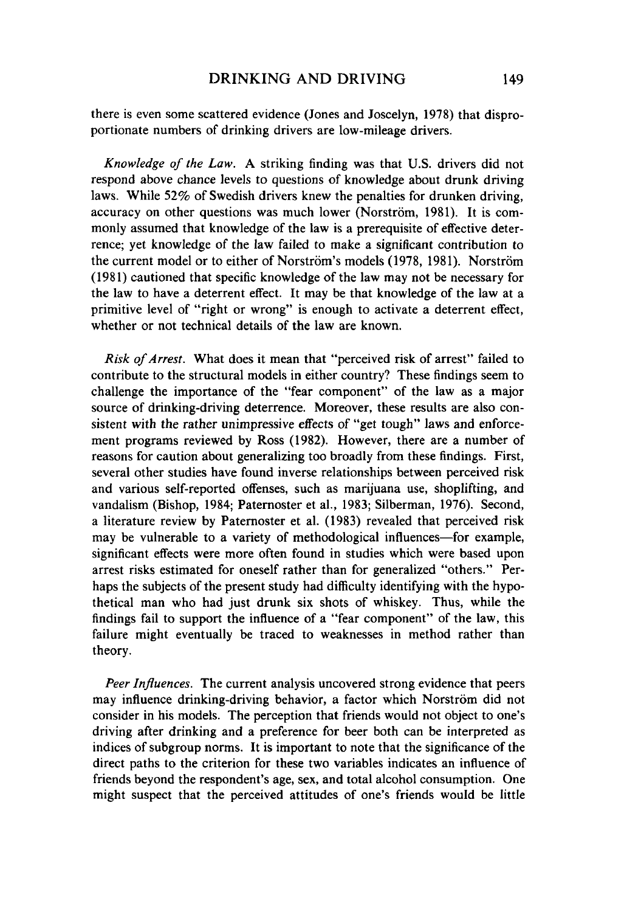there is even some scattered evidence (Jones and Joscelyn, 1978) that disproportionate numbers of drinking drivers are low-mileage drivers.

*Knowledge of the Law.* A striking finding was that U.S. drivers did not respond above chance levels to questions of knowledge about drunk driving laws. While 52% of Swedish drivers knew the penalties for drunken driving, accuracy on other questions was much lower (Norström, 1981). It is commonly assumed that knowledge of the law is a prerequisite of effective deterrence; yet knowledge of the law failed to make a significant contribution to the current model or to either of Norström's models (1978, 1981). Norström (1981) cautioned that specific knowledge of the law may not be necessary for the law to have a deterrent effect. It may be that knowledge of the law at a primitive level of "right or wrong" is enough to activate a deterrent effect, whether or not technical details of the law are known.

*Risk of Arrest.* What does it mean that "perceived risk of arrest" failed to contribute to the structural models in either country? These findings seem to challenge the importance of the "fear component" of the law as a major source of drinking-driving deterrence. Moreover, these results are also consistent with the rather unimpressive effects of "get tough" laws and enforcement programs reviewed by Ross (1982). However, there are a number of reasons for caution about generalizing too broadly from these findings. First, several other studies have found inverse relationships between perceived risk and various self-reported offenses, such as marijuana use, shoplifting, and vandalism (Bishop, 1984; Paternoster et al., 1983; Silberman, 1976). Second, a literature review by Paternoster et al. (1983) revealed that perceived risk may be vulnerable to a variety of methodological influences—for example, significant effects were more often found in studies which were based upon arrest risks estimated for oneself rather than for generalized "others." Perhaps the subjects of the present study had difficulty identifying with the hypothetical man who had just drunk six shots of whiskey. Thus, while the findings fail to support the influence of a "fear component" of the law, this failure might eventually be traced to weaknesses in method rather than theory.

*Peer Influences.* The current analysis uncovered strong evidence that peers may influence drinking-driving behavior, a factor which Norström did not consider in his models. The perception that friends would not object to one's driving after drinking and a preference for beer both can be interpreted as indices of subgroup norms. It is important to note that the significance of the direct paths to the criterion for these two variables indicates an influence of friends beyond the respondent's age, sex, and total alcohol consumption. One might suspect that the perceived attitudes of one's friends would be little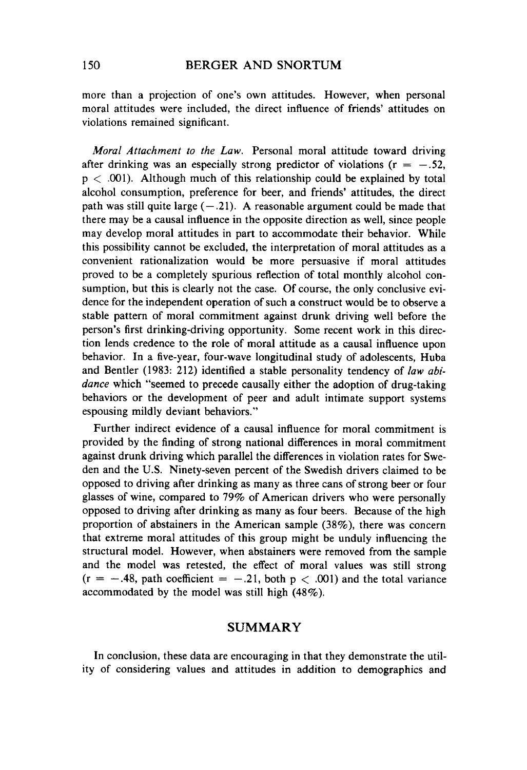more than a projection of one's own attitudes. However, when personal moral attitudes were included, the direct influence of friends' attitudes on violations remained significant.

*Moral Attachment to the Law.* Personal moral attitude toward driving after drinking was an especially strong predictor of violations ($r = -.52$, $p < .001$). Although much of this relationship could be explained by total alcohol consumption, preference for beer, and friends' attitudes, the direct path was still quite large ($-.21$). A reasonable argument could be made that there may be a causal influence in the opposite direction as well, since people may develop moral attitudes in part to accommodate their behavior. While this possibility cannot be excluded, the interpretation of moral attitudes as a convenient rationalization would be more persuasive if moral attitudes proved to be a completely spurious reflection of total monthly alcohol consumption, but this is clearly not the case. Of course, the only conclusive evidence for the independent operation of such a construct would be to observe a stable pattern of moral commitment against drunk driving well before the person's first drinking-driving opportunity. Some recent work in this direction lends credence to the role of moral attitude as a causal influence upon behavior. In a five-year, four-wave longitudinal study of adolescents, Huba and Bentler (1983: 212) identified a stable personality tendency of *law abidance* which "seemed to precede causally either the adoption of drug-taking behaviors or the development of peer and adult intimate support systems espousing mildly deviant behaviors."

Further indirect evidence of a causal influence for moral commitment is provided by the finding of strong national differences in moral commitment against drunk driving which parallel the differences in violation rates for Sweden and the U.S. Ninety-seven percent of the Swedish drivers claimed to be opposed to driving after drinking as many as three cans of strong beer or four glasses of wine, compared to 79% of American drivers who were personally opposed to driving after drinking as many as four beers. Because of the high proportion of abstainers in the American sample (38%), there was concern that extreme moral attitudes of this group might be unduly influencing the structural model. However, when abstainers were removed from the sample and the model was retested, the effect of moral values was still strong ($r = -.48$, path coefficient $= -.21$, both $p < .001$) and the total variance accommodated by the model was still high (48%).

## SUMMARY

In conclusion, these data are encouraging in that they demonstrate the utility of considering values and attitudes in addition to demographics and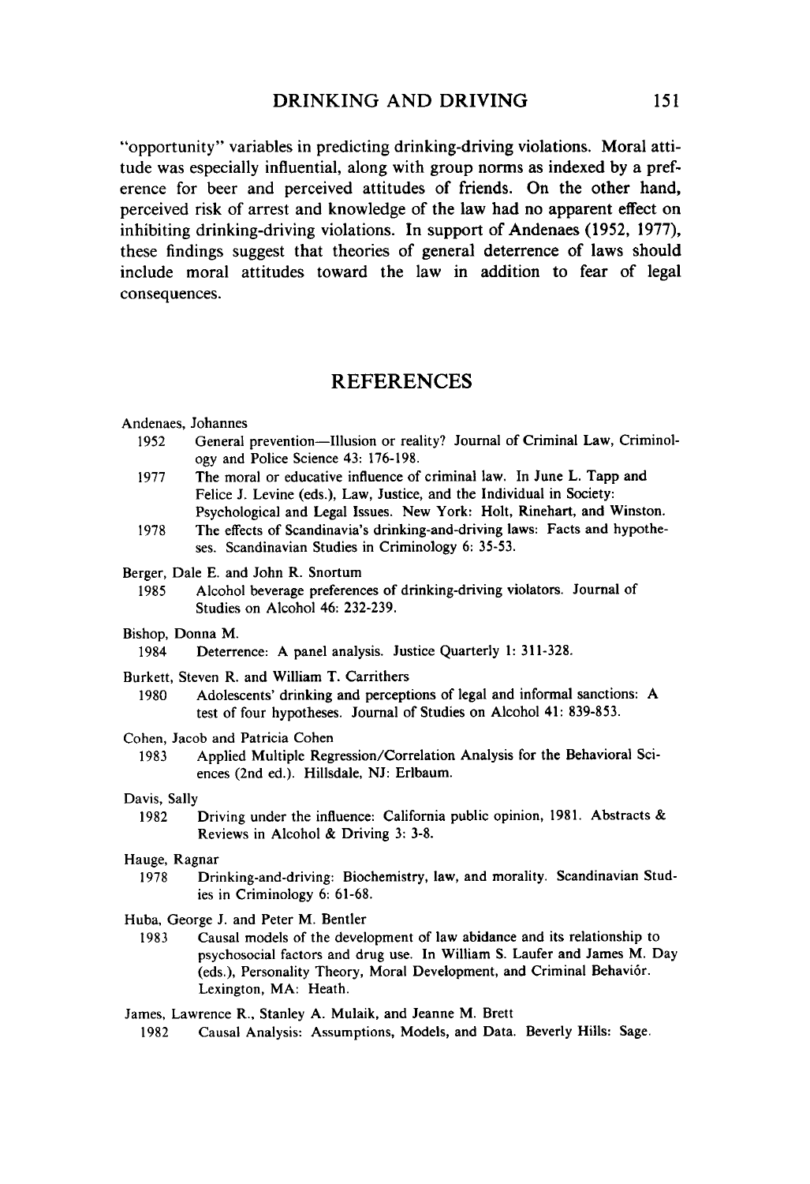"opportunity" variables in predicting drinking-driving violations. Moral attitude was especially influential, along with group norms as indexed by a preference for beer and perceived attitudes of friends. On the other hand, perceived risk of arrest and knowledge of the law had no apparent effect on inhibiting drinking-driving violations. In support of Andenaes (1952, 1977), these findings suggest that theories of general deterrence of laws should include moral attitudes toward the law in addition to fear of legal consequences.

## REFERENCES

Andenaes, Johannes

1952 General prevention—Illusion or reality? Journal of Criminal Law, Criminology and Police Science 43: 176-198.

1977 The moral or educative influence of criminal law. In June L. Tapp and Felice J. Levine (eds.), Law, Justice, and the Individual in Society: Psychological and Legal Issues. New York: Holt, Rinehart, and Winston.

1978 The effects of Scandinavia's drinking-and-driving laws: Facts and hypotheses. Scandinavian Studies in Criminology 6: 35-53.

Berger, Dale E. and John R. Snortum

1985 Alcohol beverage preferences of drinking-driving violators. Journal of Studies on Alcohol 46: 232-239.

Bishop, Donna M.

1984 Deterrence: A panel analysis. Justice Quarterly 1: 311-328.

Burkett, Steven R. and William T. Carrithers

1980 Adolescents' drinking and perceptions of legal and informal sanctions: A test of four hypotheses. Journal of Studies on Alcohol 41: 839-853.

Cohen, Jacob and Patricia Cohen

1983 Applied Multiple Regression/Correlation Analysis for the Behavioral Sciences (2nd ed.). Hillsdale, NJ: Erlbaum.

Davis, Sally

1982 Driving under the influence: California public opinion, 1981. Abstracts & Reviews in Alcohol & Driving 3: 3-8.

Hauge, Ragnar

1978 Drinking-and-driving: Biochemistry, law, and morality. Scandinavian Studies in Criminology 6: 61-68.

Huba, George J. and Peter M. Bentler

1983 Causal models of the development of law abidance and its relationship to psychosocial factors and drug use. In William S. Laufer and James M. Day (eds.), Personality Theory, Moral Development, and Criminal Behaviór. Lexington, MA: Heath.

James, Lawrence R., Stanley A. Mulaik, and Jeanne M. Brett

1982 Causal Analysis: Assumptions, Models, and Data. Beverly Hills: Sage.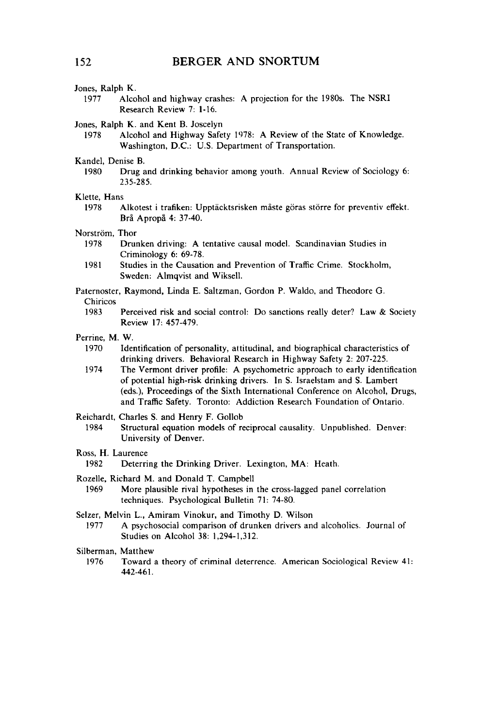Jones, Ralph K.

1977 Alcohol and highway crashes: A projection for the 1980s. The NSRI Research Review 7: 1-16.

Jones, Ralph K. and Kent B. Joscelyn

1978 Alcohol and Highway Safety 1978: A Review of the State of Knowledge. Washington, D.C.: U.S. Department of Transportation.

Kandel, Denise B.

1980 Drug and drinking behavior among youth. Annual Review of Sociology 6: 235-285.

Klette, Hans

1978 Alkotest i trafiken: Upptäcktsrisken måste göras större for preventiv effekt. Brå Apropå 4: 37-40.

Norström, Thor

1978 Drunken driving: A tentative causal model. Scandinavian Studies in Criminology 6: 69-78.

1981 Studies in the Causation and Prevention of Traffic Crime. Stockholm, Sweden: Almqvist and Wiksell.

Paternoster, Raymond, Linda E. Saltzman, Gordon P. Waldo, and Theodore G. Chiricos

1983 Perceived risk and social control: Do sanctions really deter? Law & Society Review 17: 457-479.

Perrine, M. W.

1970 Identification of personality, attitudinal, and biographical characteristics of drinking drivers. Behavioral Research in Highway Safety 2: 207-225.

1974 The Vermont driver profile: A psychometric approach to early identification of potential high-risk drinking drivers. In S. Israelstam and S. Lambert (eds.), Proceedings of the Sixth International Conference on Alcohol, Drugs, and Traffic Safety. Toronto: Addiction Research Foundation of Ontario.

Reichardt, Charles S. and Henry F. Gollob

1984 Structural equation models of reciprocal causality. Unpublished. Denver: University of Denver.

Ross, H. Laurence

1982 Deterring the Drinking Driver. Lexington, MA: Heath.

Rozelle, Richard M. and Donald T. Campbell

1969 More plausible rival hypotheses in the cross-lagged panel correlation techniques. Psychological Bulletin 71: 74-80.

Selzer, Melvin L., Amiram Vinokur, and Timothy D. Wilson

1977 A psychosocial comparison of drunken drivers and alcoholics. Journal of Studies on Alcohol 38: 1,294-1,312.

Silberman, Matthew

1976 Toward a theory of criminal deterrence. American Sociological Review 41: 442-461.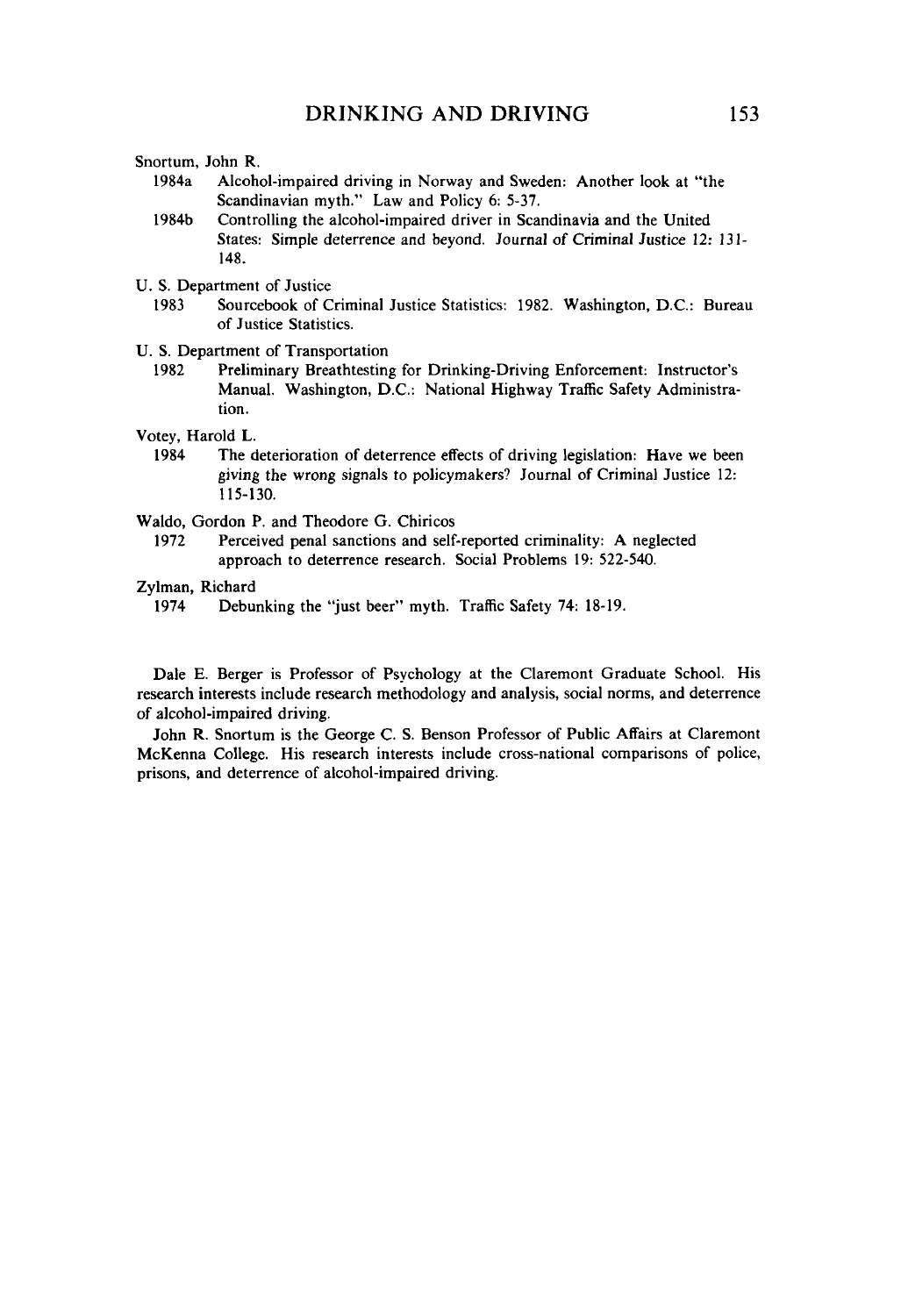Snortum, John R.

1984a Alcohol-impaired driving in Norway and Sweden: Another look at "the Scandinavian myth." Law and Policy 6: 5-37.

1984b Controlling the alcohol-impaired driver in Scandinavia and the United States: Simple deterrence and beyond. Journal of Criminal Justice 12: 131-148.

U. S. Department of Justice

1983 Sourcebook of Criminal Justice Statistics: 1982. Washington, D.C.: Bureau of Justice Statistics.

U. S. Department of Transportation

1982 Preliminary Breathtesting for Drinking-Driving Enforcement: Instructor's Manual. Washington, D.C.: National Highway Traffic Safety Administration.

Votey, Harold L.

1984 The deterioration of deterrence effects of driving legislation: Have we been giving the wrong signals to policymakers? Journal of Criminal Justice 12: 115-130.

Waldo, Gordon P. and Theodore G. Chiricos

1972 Perceived penal sanctions and self-reported criminality: A neglected approach to deterrence research. Social Problems 19: 522-540.

Zylman, Richard

1974 Debunking the "just beer" myth. Traffic Safety 74: 18-19.

Dale E. Berger is Professor of Psychology at the Claremont Graduate School. His research interests include research methodology and analysis, social norms, and deterrence of alcohol-impaired driving.

John R. Snortum is the George C. S. Benson Professor of Public Affairs at Claremont McKenna College. His research interests include cross-national comparisons of police, prisons, and deterrence of alcohol-impaired driving.